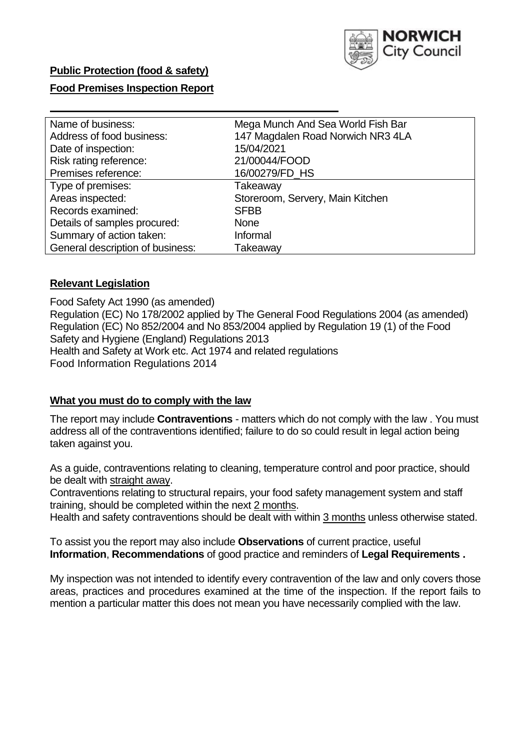**Public Protection (food & safety)**

**Food Premises Inspection Report**

| | |
|---|---|
| Name of business: | Mega Munch And Sea World Fish Bar |
| Address of food business: | 147 Magdalen Road Norwich NR3 4LA |
| Date of inspection: | 15/04/2021 |
| Risk rating reference: | 21/00044/FOOD |
| Premises reference: | 16/00279/FD_HS |
| Type of premises: | Takeaway |
| Areas inspected: | Storeroom, Servery, Main Kitchen |
| Records examined: | SFBB |
| Details of samples procured: | None |
| Summary of action taken: | Informal |
| General description of business: | Takeaway |

## **Relevant Legislation**

Food Safety Act 1990 (as amended)
Regulation (EC) No 178/2002 applied by The General Food Regulations 2004 (as amended)
Regulation (EC) No 852/2004 and No 853/2004 applied by Regulation 19 (1) of the Food Safety and Hygiene (England) Regulations 2013
Health and Safety at Work etc. Act 1974 and related regulations
Food Information Regulations 2014

## **What you must do to comply with the law**

The report may include **Contraventions** - matters which do not comply with the law . You must address all of the contraventions identified; failure to do so could result in legal action being taken against you.

As a guide, contraventions relating to cleaning, temperature control and poor practice, should be dealt with straight away.
Contraventions relating to structural repairs, your food safety management system and staff training, should be completed within the next 2 months.
Health and safety contraventions should be dealt with within 3 months unless otherwise stated.

To assist you the report may also include **Observations** of current practice, useful **Information**, **Recommendations** of good practice and reminders of **Legal Requirements .**

My inspection was not intended to identify every contravention of the law and only covers those areas, practices and procedures examined at the time of the inspection. If the report fails to mention a particular matter this does not mean you have necessarily complied with the law.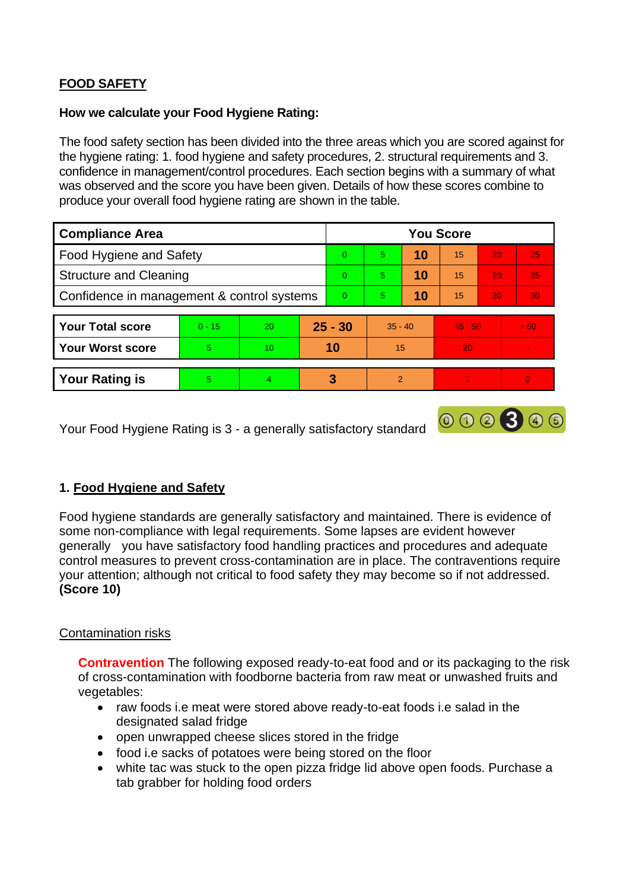## FOOD SAFETY

### How we calculate your Food Hygiene Rating:

The food safety section has been divided into the three areas which you are scored against for the hygiene rating: 1. food hygiene and safety procedures, 2. structural requirements and 3. confidence in management/control procedures. Each section begins with a summary of what was observed and the score you have been given. Details of how these scores combine to produce your overall food hygiene rating are shown in the table.

| Compliance Area | You Score | | | | | |
|---|---|---|---|---|---|---|
| Food Hygiene and Safety | 0 | 5 | **10** | 15 | 20 | 25 |
| Structure and Cleaning | 0 | 5 | **10** | 15 | 20 | 25 |
| Confidence in management & control systems | 0 | 5 | **10** | 15 | 20 | 30 |

| | | | | | | |
|---|---|---|---|---|---|---|
| **Your Total score** | 0 - 15 | 20 | **25 - 30** | 35 - 40 | 45 - 50 | > 50 |
| **Your Worst score** | 5 | 10 | **10** | 15 | 20 | - |
| **Your Rating is** | 5 | 4 | **3** | 2 | 1 | 0 |

Your Food Hygiene Rating is 3 - a generally satisfactory standard

## 1. Food Hygiene and Safety

Food hygiene standards are generally satisfactory and maintained. There is evidence of some non-compliance with legal requirements. Some lapses are evident however generally you have satisfactory food handling practices and procedures and adequate control measures to prevent cross-contamination are in place. The contraventions require your attention; although not critical to food safety they may become so if not addressed. **(Score 10)**

### Contamination risks

**Contravention** The following exposed ready-to-eat food and or its packaging to the risk of cross-contamination with foodborne bacteria from raw meat or unwashed fruits and vegetables:

- raw foods i.e meat were stored above ready-to-eat foods i.e salad in the designated salad fridge
- open unwrapped cheese slices stored in the fridge
- food i.e sacks of potatoes were being stored on the floor
- white tac was stuck to the open pizza fridge lid above open foods. Purchase a tab grabber for holding food orders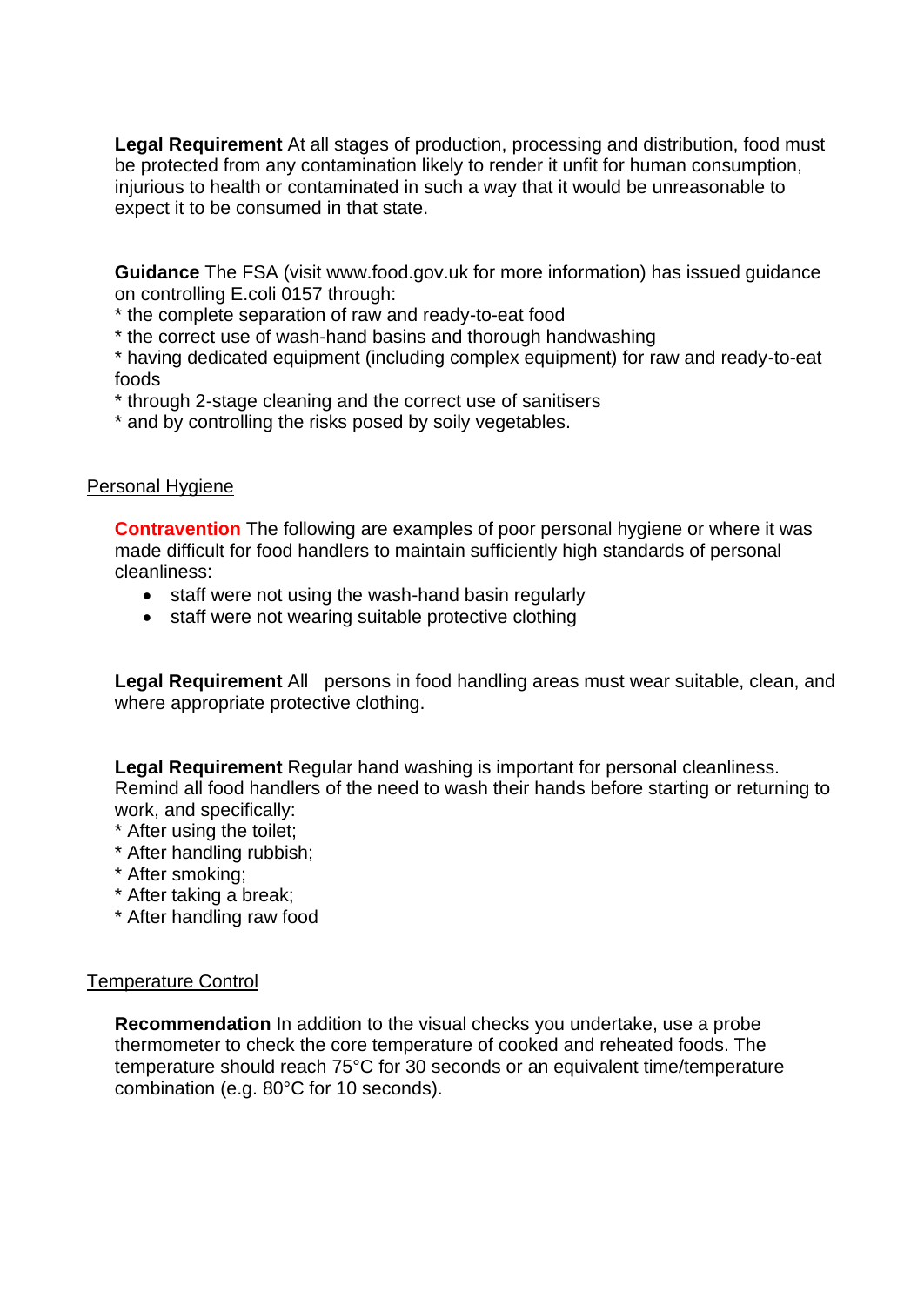**Legal Requirement** At all stages of production, processing and distribution, food must be protected from any contamination likely to render it unfit for human consumption, injurious to health or contaminated in such a way that it would be unreasonable to expect it to be consumed in that state.

**Guidance** The FSA (visit www.food.gov.uk for more information) has issued guidance on controlling E.coli 0157 through:
* the complete separation of raw and ready-to-eat food
* the correct use of wash-hand basins and thorough handwashing
* having dedicated equipment (including complex equipment) for raw and ready-to-eat foods
* through 2-stage cleaning and the correct use of sanitisers
* and by controlling the risks posed by soily vegetables.

Personal Hygiene

**Contravention** The following are examples of poor personal hygiene or where it was made difficult for food handlers to maintain sufficiently high standards of personal cleanliness:

- staff were not using the wash-hand basin regularly
- staff were not wearing suitable protective clothing

**Legal Requirement** All persons in food handling areas must wear suitable, clean, and where appropriate protective clothing.

**Legal Requirement** Regular hand washing is important for personal cleanliness. Remind all food handlers of the need to wash their hands before starting or returning to work, and specifically:
* After using the toilet;
* After handling rubbish;
* After smoking;
* After taking a break;
* After handling raw food

Temperature Control

**Recommendation** In addition to the visual checks you undertake, use a probe thermometer to check the core temperature of cooked and reheated foods. The temperature should reach 75°C for 30 seconds or an equivalent time/temperature combination (e.g. 80°C for 10 seconds).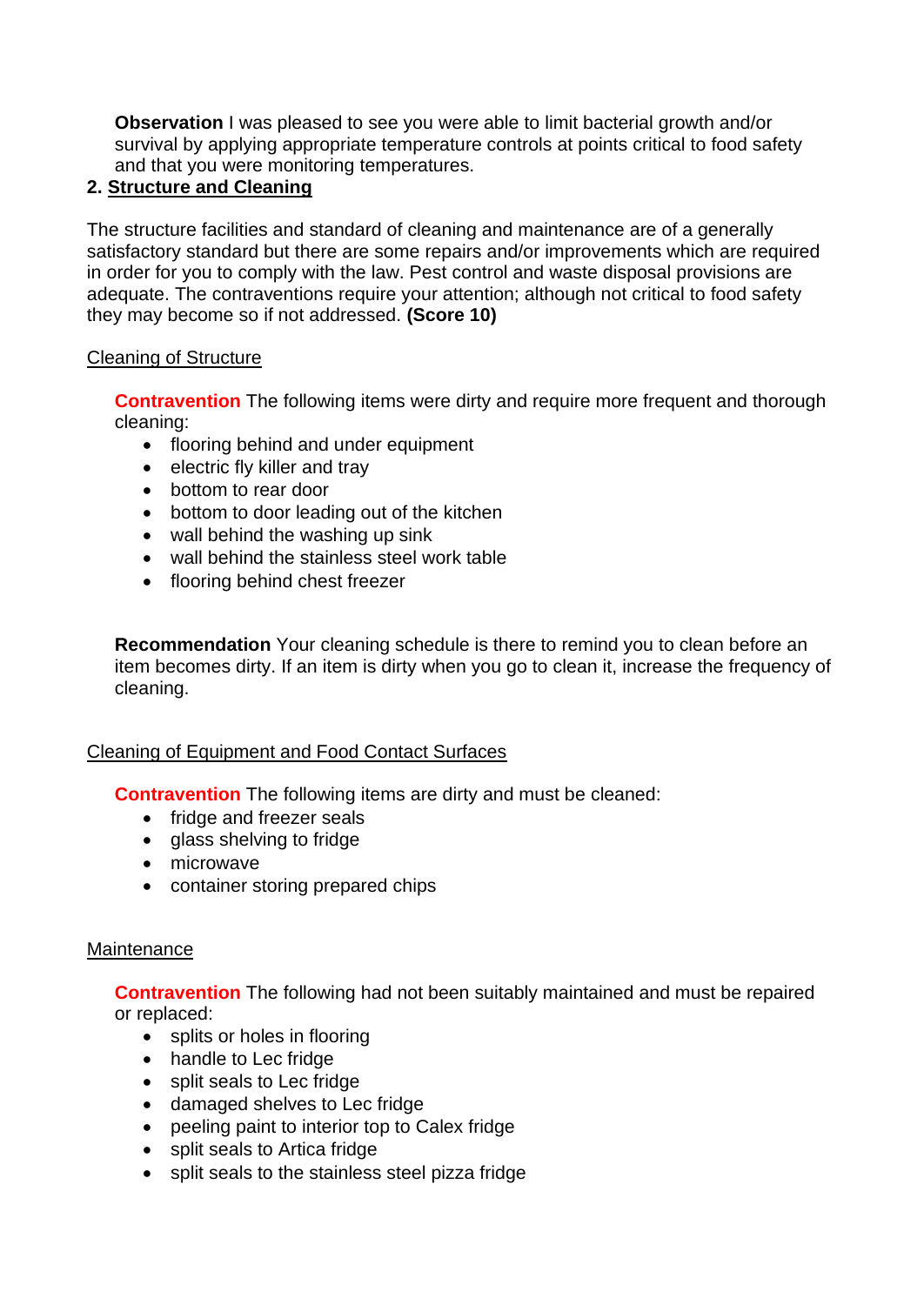**Observation** I was pleased to see you were able to limit bacterial growth and/or survival by applying appropriate temperature controls at points critical to food safety and that you were monitoring temperatures.

## 2. Structure and Cleaning

The structure facilities and standard of cleaning and maintenance are of a generally satisfactory standard but there are some repairs and/or improvements which are required in order for you to comply with the law. Pest control and waste disposal provisions are adequate. The contraventions require your attention; although not critical to food safety they may become so if not addressed. **(Score 10)**

### Cleaning of Structure

**Contravention** The following items were dirty and require more frequent and thorough cleaning:

- flooring behind and under equipment
- electric fly killer and tray
- bottom to rear door
- bottom to door leading out of the kitchen
- wall behind the washing up sink
- wall behind the stainless steel work table
- flooring behind chest freezer

**Recommendation** Your cleaning schedule is there to remind you to clean before an item becomes dirty. If an item is dirty when you go to clean it, increase the frequency of cleaning.

### Cleaning of Equipment and Food Contact Surfaces

**Contravention** The following items are dirty and must be cleaned:

- fridge and freezer seals
- glass shelving to fridge
- microwave
- container storing prepared chips

### Maintenance

**Contravention** The following had not been suitably maintained and must be repaired or replaced:

- splits or holes in flooring
- handle to Lec fridge
- split seals to Lec fridge
- damaged shelves to Lec fridge
- peeling paint to interior top to Calex fridge
- split seals to Artica fridge
- split seals to the stainless steel pizza fridge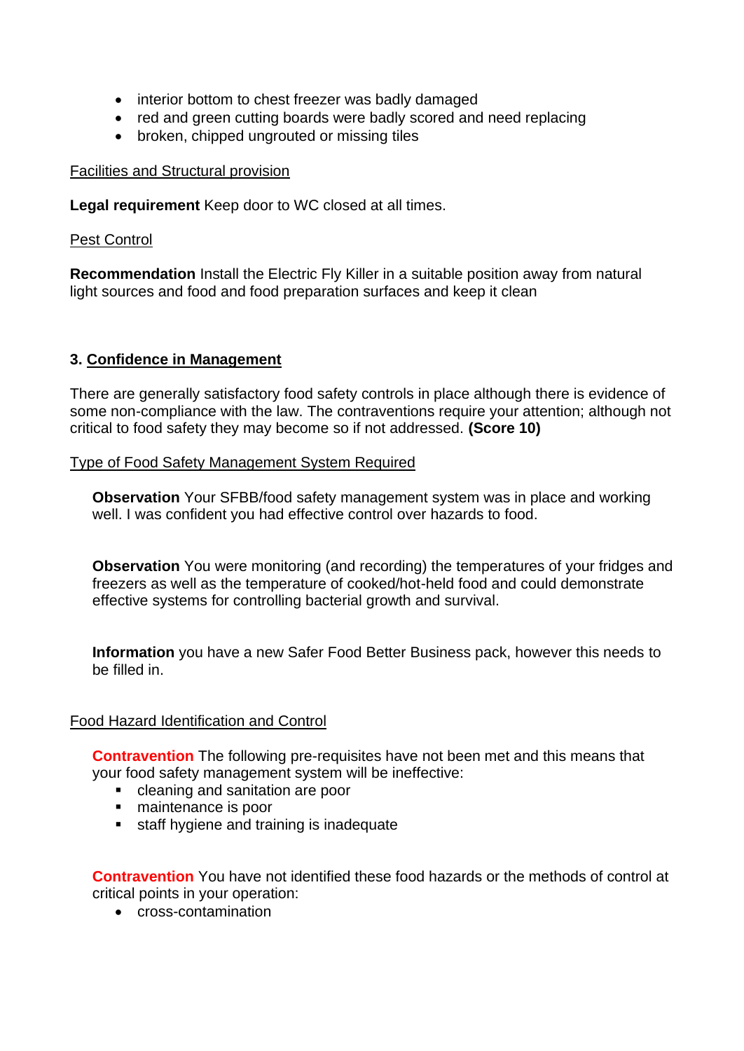- interior bottom to chest freezer was badly damaged
- red and green cutting boards were badly scored and need replacing
- broken, chipped ungrouted or missing tiles

Facilities and Structural provision

**Legal requirement** Keep door to WC closed at all times.

Pest Control

**Recommendation** Install the Electric Fly Killer in a suitable position away from natural light sources and food and food preparation surfaces and keep it clean

## 3. Confidence in Management

There are generally satisfactory food safety controls in place although there is evidence of some non-compliance with the law. The contraventions require your attention; although not critical to food safety they may become so if not addressed. **(Score 10)**

Type of Food Safety Management System Required

**Observation** Your SFBB/food safety management system was in place and working well. I was confident you had effective control over hazards to food.

**Observation** You were monitoring (and recording) the temperatures of your fridges and freezers as well as the temperature of cooked/hot-held food and could demonstrate effective systems for controlling bacterial growth and survival.

**Information** you have a new Safer Food Better Business pack, however this needs to be filled in.

Food Hazard Identification and Control

**Contravention** The following pre-requisites have not been met and this means that your food safety management system will be ineffective:

- cleaning and sanitation are poor
- maintenance is poor
- staff hygiene and training is inadequate

**Contravention** You have not identified these food hazards or the methods of control at critical points in your operation:

- cross-contamination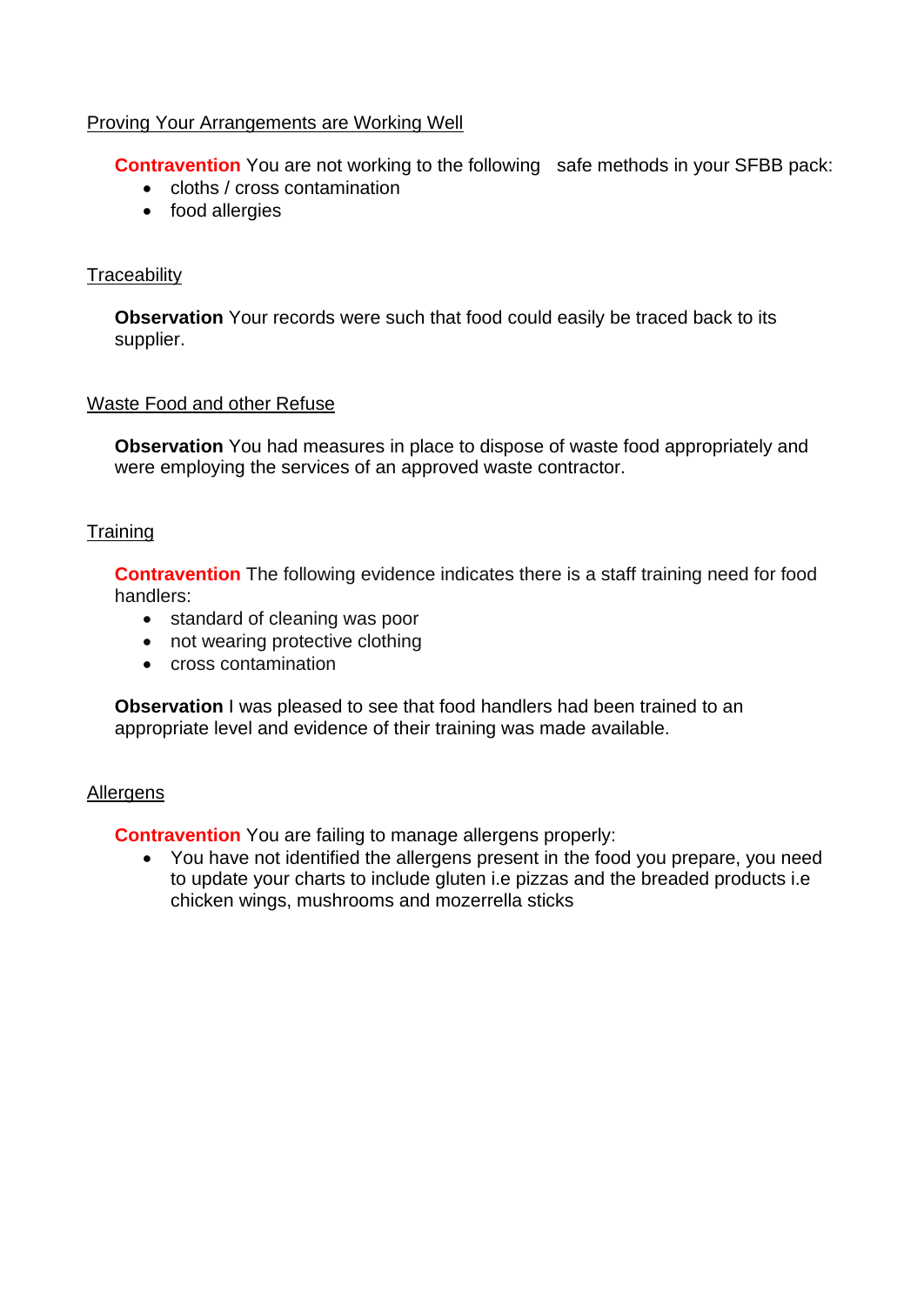Proving Your Arrangements are Working Well

**Contravention** You are not working to the following safe methods in your SFBB pack:

- cloths / cross contamination
- food allergies

Traceability

**Observation** Your records were such that food could easily be traced back to its supplier.

Waste Food and other Refuse

**Observation** You had measures in place to dispose of waste food appropriately and were employing the services of an approved waste contractor.

Training

**Contravention** The following evidence indicates there is a staff training need for food handlers:

- standard of cleaning was poor
- not wearing protective clothing
- cross contamination

**Observation** I was pleased to see that food handlers had been trained to an appropriate level and evidence of their training was made available.

Allergens

**Contravention** You are failing to manage allergens properly:

- You have not identified the allergens present in the food you prepare, you need to update your charts to include gluten i.e pizzas and the breaded products i.e chicken wings, mushrooms and mozerrella sticks